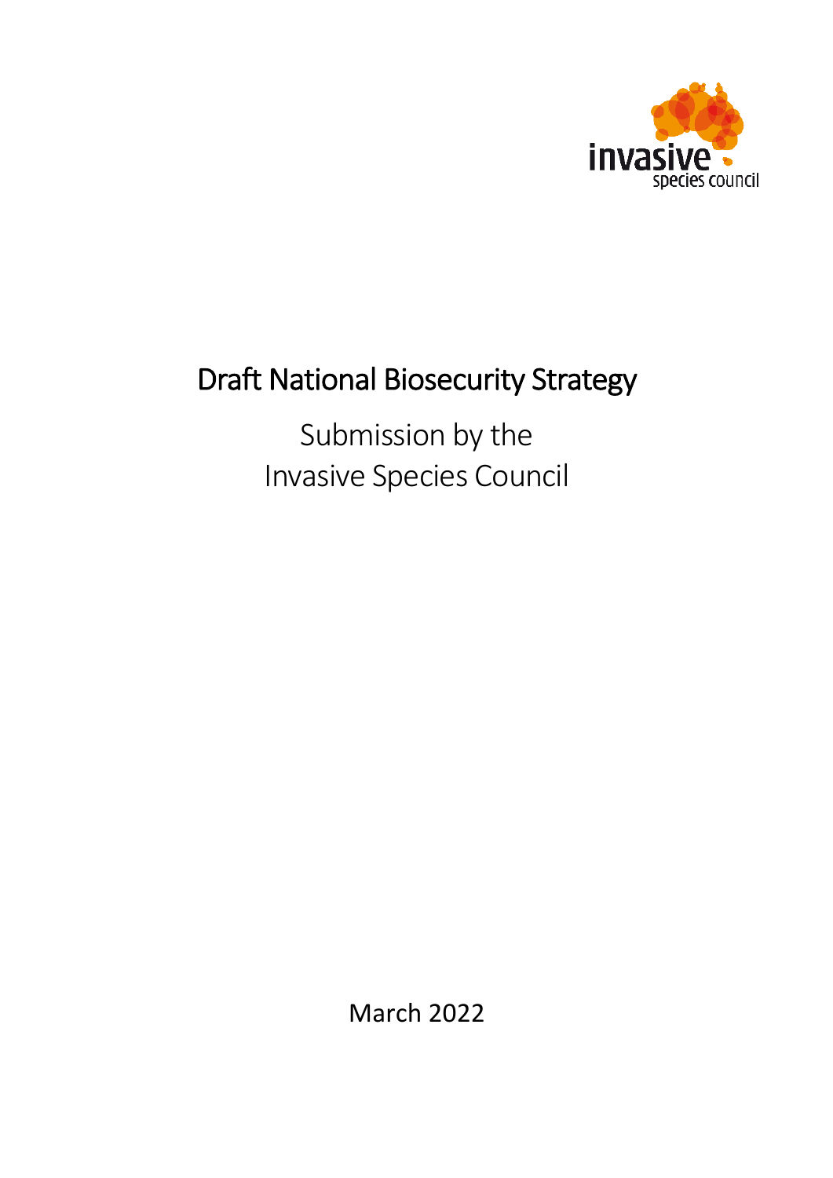# Draft National Biosecurity Strategy

Submission by the
Invasive Species Council

March 2022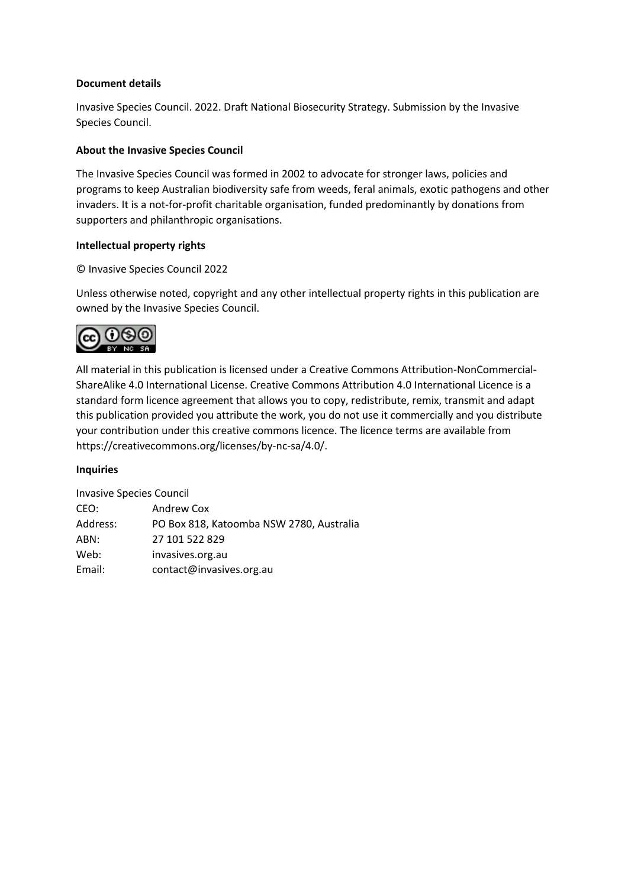**Document details**

Invasive Species Council. 2022. Draft National Biosecurity Strategy. Submission by the Invasive Species Council.

**About the Invasive Species Council**

The Invasive Species Council was formed in 2002 to advocate for stronger laws, policies and programs to keep Australian biodiversity safe from weeds, feral animals, exotic pathogens and other invaders. It is a not-for-profit charitable organisation, funded predominantly by donations from supporters and philanthropic organisations.

**Intellectual property rights**

© Invasive Species Council 2022

Unless otherwise noted, copyright and any other intellectual property rights in this publication are owned by the Invasive Species Council.

All material in this publication is licensed under a Creative Commons Attribution-NonCommercial-ShareAlike 4.0 International License. Creative Commons Attribution 4.0 International Licence is a standard form licence agreement that allows you to copy, redistribute, remix, transmit and adapt this publication provided you attribute the work, you do not use it commercially and you distribute your contribution under this creative commons licence. The licence terms are available from https://creativecommons.org/licenses/by-nc-sa/4.0/.

**Inquiries**

Invasive Species Council

| | |
|---|---|
| CEO: | Andrew Cox |
| Address: | PO Box 818, Katoomba NSW 2780, Australia |
| ABN: | 27 101 522 829 |
| Web: | invasives.org.au |
| Email: | contact@invasives.org.au |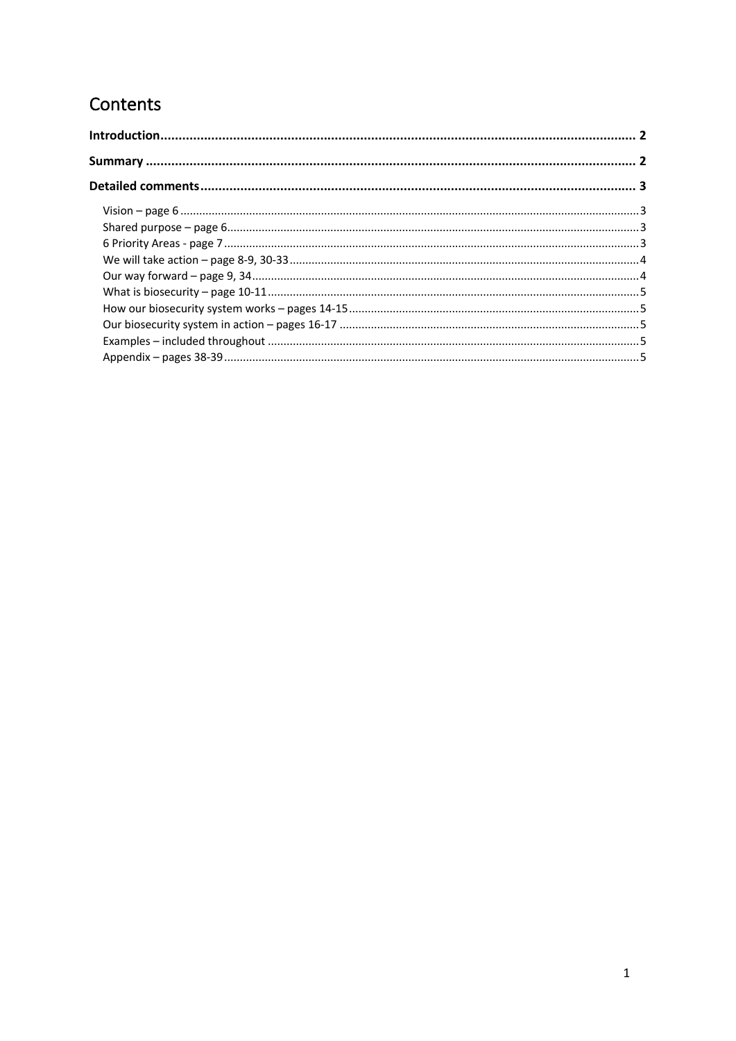# Contents

**Introduction** .......... 2

**Summary** .......... 2

**Detailed comments** .......... 3

- Vision – page 6 .......... 3
- Shared purpose – page 6 .......... 3
- 6 Priority Areas - page 7 .......... 3
- We will take action – page 8-9, 30-33 .......... 4
- Our way forward – page 9, 34 .......... 4
- What is biosecurity – page 10-11 .......... 5
- How our biosecurity system works – pages 14-15 .......... 5
- Our biosecurity system in action – pages 16-17 .......... 5
- Examples – included throughout .......... 5
- Appendix – pages 38-39 .......... 5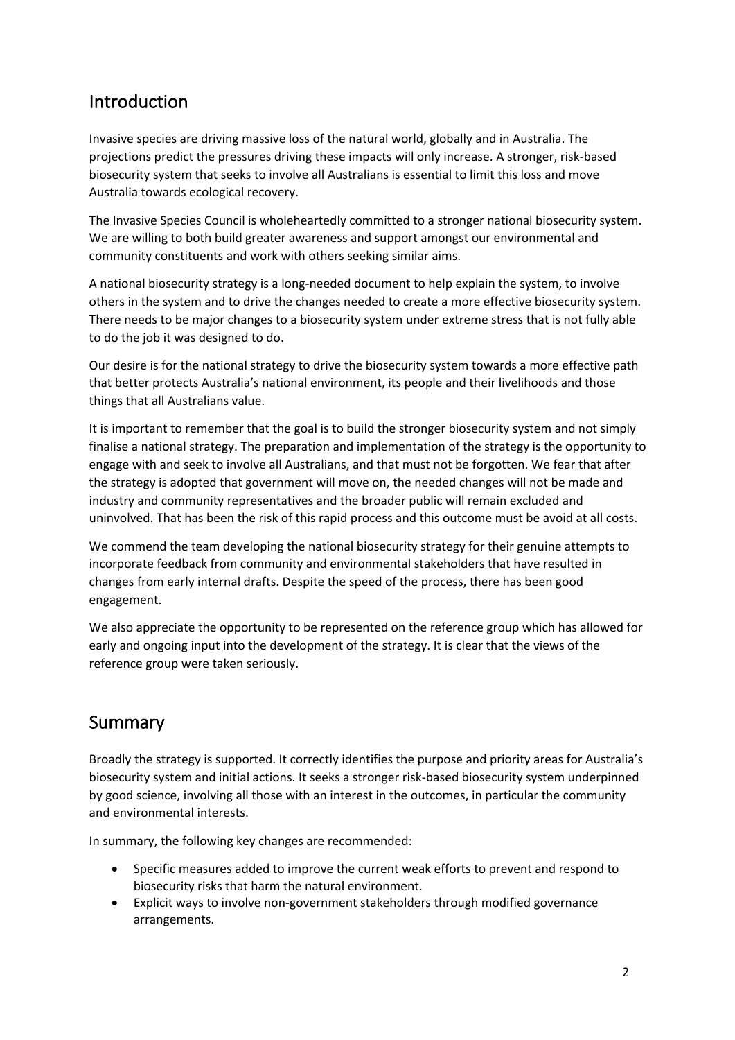## Introduction

Invasive species are driving massive loss of the natural world, globally and in Australia. The projections predict the pressures driving these impacts will only increase. A stronger, risk-based biosecurity system that seeks to involve all Australians is essential to limit this loss and move Australia towards ecological recovery.

The Invasive Species Council is wholeheartedly committed to a stronger national biosecurity system. We are willing to both build greater awareness and support amongst our environmental and community constituents and work with others seeking similar aims.

A national biosecurity strategy is a long-needed document to help explain the system, to involve others in the system and to drive the changes needed to create a more effective biosecurity system. There needs to be major changes to a biosecurity system under extreme stress that is not fully able to do the job it was designed to do.

Our desire is for the national strategy to drive the biosecurity system towards a more effective path that better protects Australia's national environment, its people and their livelihoods and those things that all Australians value.

It is important to remember that the goal is to build the stronger biosecurity system and not simply finalise a national strategy. The preparation and implementation of the strategy is the opportunity to engage with and seek to involve all Australians, and that must not be forgotten. We fear that after the strategy is adopted that government will move on, the needed changes will not be made and industry and community representatives and the broader public will remain excluded and uninvolved. That has been the risk of this rapid process and this outcome must be avoid at all costs.

We commend the team developing the national biosecurity strategy for their genuine attempts to incorporate feedback from community and environmental stakeholders that have resulted in changes from early internal drafts. Despite the speed of the process, there has been good engagement.

We also appreciate the opportunity to be represented on the reference group which has allowed for early and ongoing input into the development of the strategy. It is clear that the views of the reference group were taken seriously.

## Summary

Broadly the strategy is supported. It correctly identifies the purpose and priority areas for Australia's biosecurity system and initial actions. It seeks a stronger risk-based biosecurity system underpinned by good science, involving all those with an interest in the outcomes, in particular the community and environmental interests.

In summary, the following key changes are recommended:

- Specific measures added to improve the current weak efforts to prevent and respond to biosecurity risks that harm the natural environment.
- Explicit ways to involve non-government stakeholders through modified governance arrangements.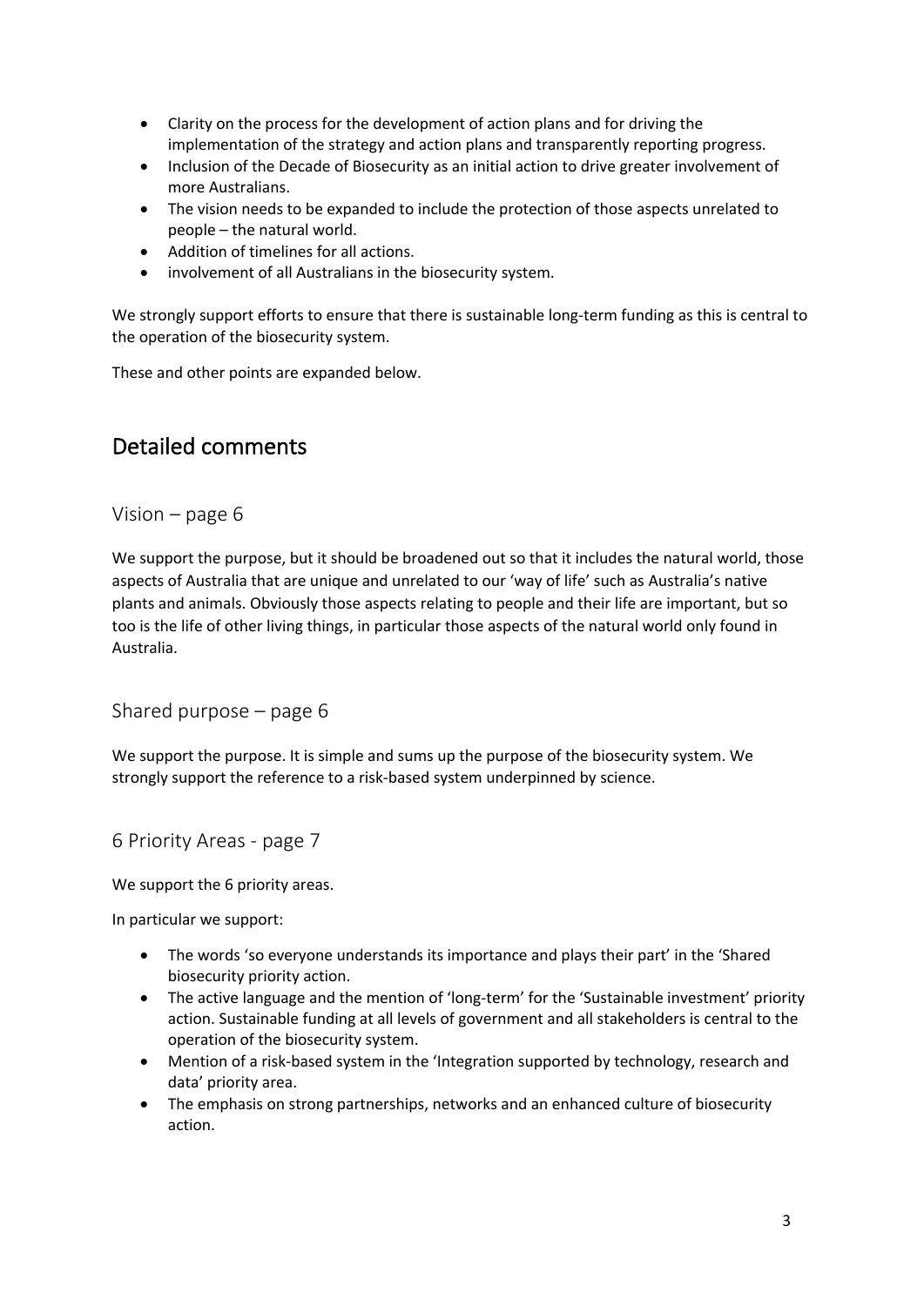- Clarity on the process for the development of action plans and for driving the implementation of the strategy and action plans and transparently reporting progress.
- Inclusion of the Decade of Biosecurity as an initial action to drive greater involvement of more Australians.
- The vision needs to be expanded to include the protection of those aspects unrelated to people – the natural world.
- Addition of timelines for all actions.
- involvement of all Australians in the biosecurity system.

We strongly support efforts to ensure that there is sustainable long-term funding as this is central to the operation of the biosecurity system.

These and other points are expanded below.

## Detailed comments

### Vision – page 6

We support the purpose, but it should be broadened out so that it includes the natural world, those aspects of Australia that are unique and unrelated to our 'way of life' such as Australia's native plants and animals. Obviously those aspects relating to people and their life are important, but so too is the life of other living things, in particular those aspects of the natural world only found in Australia.

### Shared purpose – page 6

We support the purpose. It is simple and sums up the purpose of the biosecurity system. We strongly support the reference to a risk-based system underpinned by science.

### 6 Priority Areas - page 7

We support the 6 priority areas.

In particular we support:

- The words 'so everyone understands its importance and plays their part' in the 'Shared biosecurity priority action.
- The active language and the mention of 'long-term' for the 'Sustainable investment' priority action. Sustainable funding at all levels of government and all stakeholders is central to the operation of the biosecurity system.
- Mention of a risk-based system in the 'Integration supported by technology, research and data' priority area.
- The emphasis on strong partnerships, networks and an enhanced culture of biosecurity action.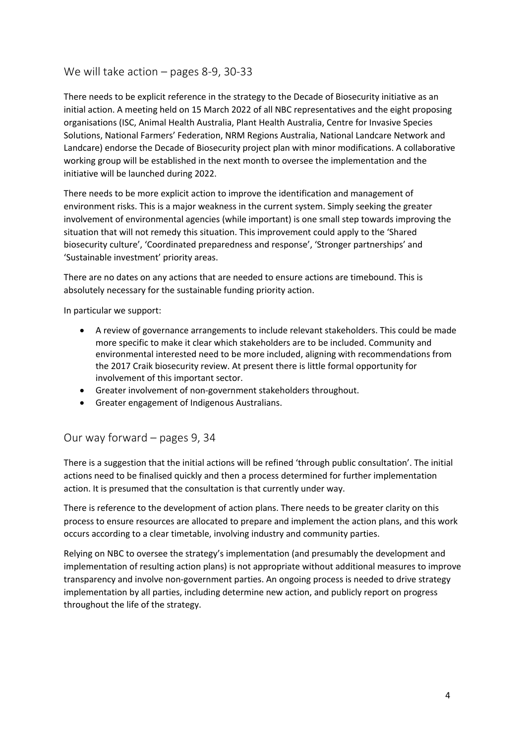## We will take action – pages 8-9, 30-33

There needs to be explicit reference in the strategy to the Decade of Biosecurity initiative as an initial action. A meeting held on 15 March 2022 of all NBC representatives and the eight proposing organisations (ISC, Animal Health Australia, Plant Health Australia, Centre for Invasive Species Solutions, National Farmers' Federation, NRM Regions Australia, National Landcare Network and Landcare) endorse the Decade of Biosecurity project plan with minor modifications. A collaborative working group will be established in the next month to oversee the implementation and the initiative will be launched during 2022.

There needs to be more explicit action to improve the identification and management of environment risks. This is a major weakness in the current system. Simply seeking the greater involvement of environmental agencies (while important) is one small step towards improving the situation that will not remedy this situation. This improvement could apply to the 'Shared biosecurity culture', 'Coordinated preparedness and response', 'Stronger partnerships' and 'Sustainable investment' priority areas.

There are no dates on any actions that are needed to ensure actions are timebound. This is absolutely necessary for the sustainable funding priority action.

In particular we support:

- A review of governance arrangements to include relevant stakeholders. This could be made more specific to make it clear which stakeholders are to be included. Community and environmental interested need to be more included, aligning with recommendations from the 2017 Craik biosecurity review. At present there is little formal opportunity for involvement of this important sector.
- Greater involvement of non-government stakeholders throughout.
- Greater engagement of Indigenous Australians.

## Our way forward – pages 9, 34

There is a suggestion that the initial actions will be refined 'through public consultation'. The initial actions need to be finalised quickly and then a process determined for further implementation action. It is presumed that the consultation is that currently under way.

There is reference to the development of action plans. There needs to be greater clarity on this process to ensure resources are allocated to prepare and implement the action plans, and this work occurs according to a clear timetable, involving industry and community parties.

Relying on NBC to oversee the strategy's implementation (and presumably the development and implementation of resulting action plans) is not appropriate without additional measures to improve transparency and involve non-government parties. An ongoing process is needed to drive strategy implementation by all parties, including determine new action, and publicly report on progress throughout the life of the strategy.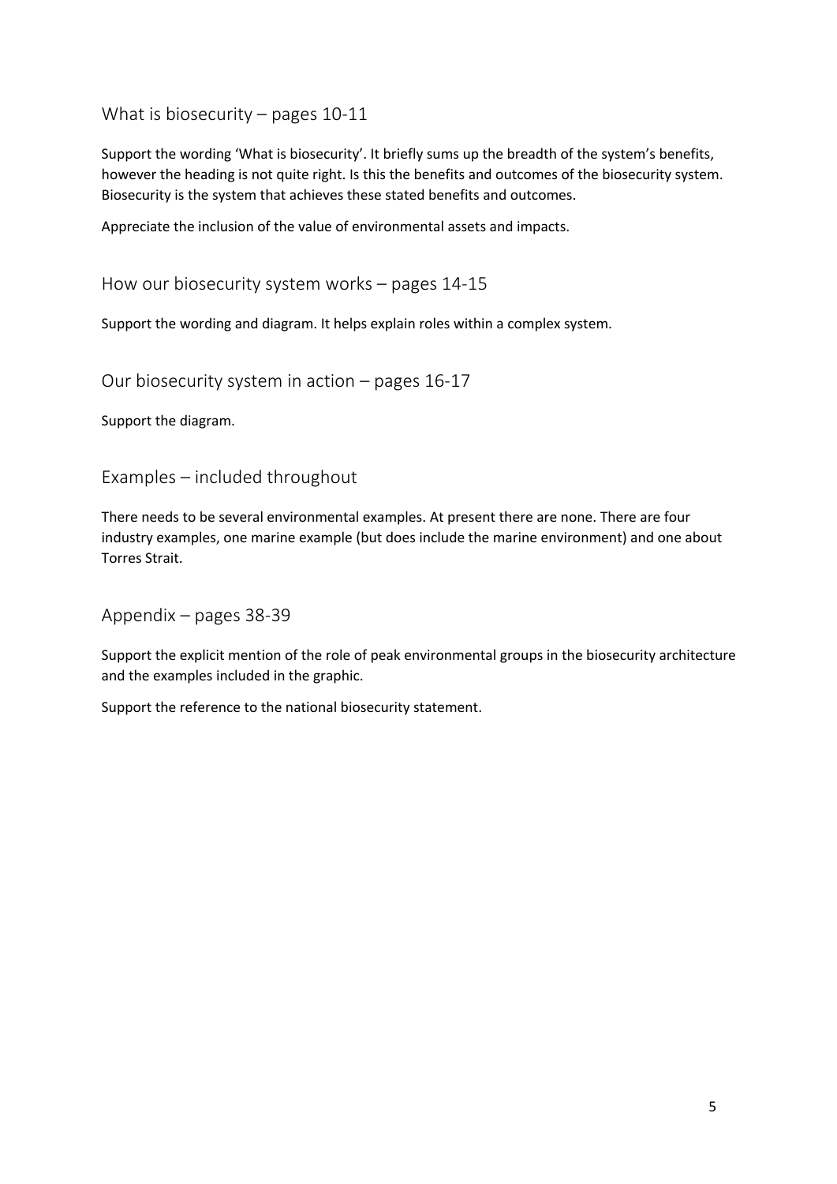## What is biosecurity – pages 10-11

Support the wording 'What is biosecurity'. It briefly sums up the breadth of the system's benefits, however the heading is not quite right. Is this the benefits and outcomes of the biosecurity system. Biosecurity is the system that achieves these stated benefits and outcomes.

Appreciate the inclusion of the value of environmental assets and impacts.

## How our biosecurity system works – pages 14-15

Support the wording and diagram. It helps explain roles within a complex system.

## Our biosecurity system in action – pages 16-17

Support the diagram.

## Examples – included throughout

There needs to be several environmental examples. At present there are none. There are four industry examples, one marine example (but does include the marine environment) and one about Torres Strait.

## Appendix – pages 38-39

Support the explicit mention of the role of peak environmental groups in the biosecurity architecture and the examples included in the graphic.

Support the reference to the national biosecurity statement.